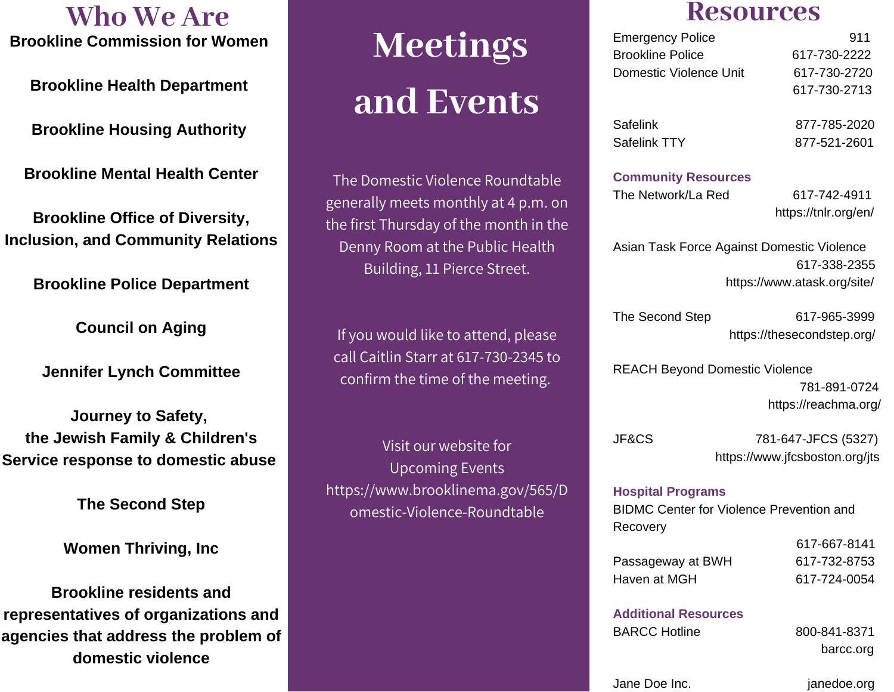# Who We Are

**Brookline Commission for Women**

**Brookline Health Department**

**Brookline Housing Authority**

**Brookline Mental Health Center**

**Brookline Office of Diversity, Inclusion, and Community Relations**

**Brookline Police Department**

**Council on Aging**

**Jennifer Lynch Committee**

**Journey to Safety, the Jewish Family & Children's Service response to domestic abuse**

**The Second Step**

**Women Thriving, Inc**

**Brookline residents and representatives of organizations and agencies that address the problem of domestic violence**

# Meetings and Events

The Domestic Violence Roundtable generally meets monthly at 4 p.m. on the first Thursday of the month in the Denny Room at the Public Health Building, 11 Pierce Street.

If you would like to attend, please call Caitlin Starr at 617-730-2345 to confirm the time of the meeting.

Visit our website for Upcoming Events https://www.brooklinema.gov/565/Domestic-Violence-Roundtable

# Resources

Emergency Police — 911
Brookline Police — 617-730-2222
Domestic Violence Unit — 617-730-2720, 617-730-2713

Safelink — 877-785-2020
Safelink TTY — 877-521-2601

### Community Resources

The Network/La Red — 617-742-4911
https://tnlr.org/en/

Asian Task Force Against Domestic Violence — 617-338-2355
https://www.atask.org/site/

The Second Step — 617-965-3999
https://thesecondstep.org/

REACH Beyond Domestic Violence — 781-891-0724
https://reachma.org/

JF&CS — 781-647-JFCS (5327)
https://www.jfcsboston.org/jts

### Hospital Programs

BIDMC Center for Violence Prevention and Recovery — 617-667-8141
Passageway at BWH — 617-732-8753
Haven at MGH — 617-724-0054

### Additional Resources

BARCC Hotline — 800-841-8371
barcc.org

Jane Doe Inc. — janedoe.org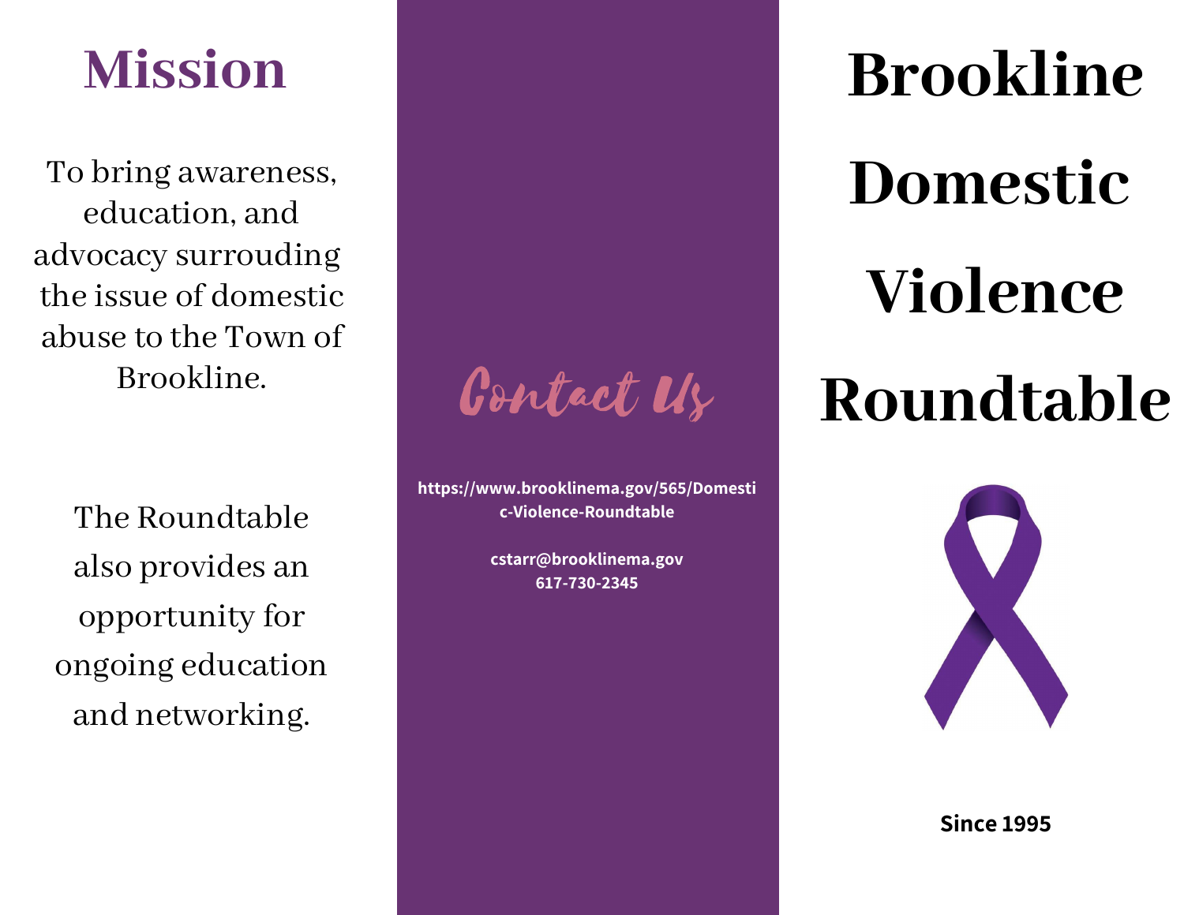## Mission

To bring awareness, education, and advocacy surrouding the issue of domestic abuse to the Town of Brookline.

The Roundtable also provides an opportunity for ongoing education and networking.

## Contact Us

**https://www.brooklinema.gov/565/Domestic-Violence-Roundtable**

**cstarr@brooklinema.gov**
**617-730-2345**

# Brookline Domestic Violence Roundtable

**Since 1995**